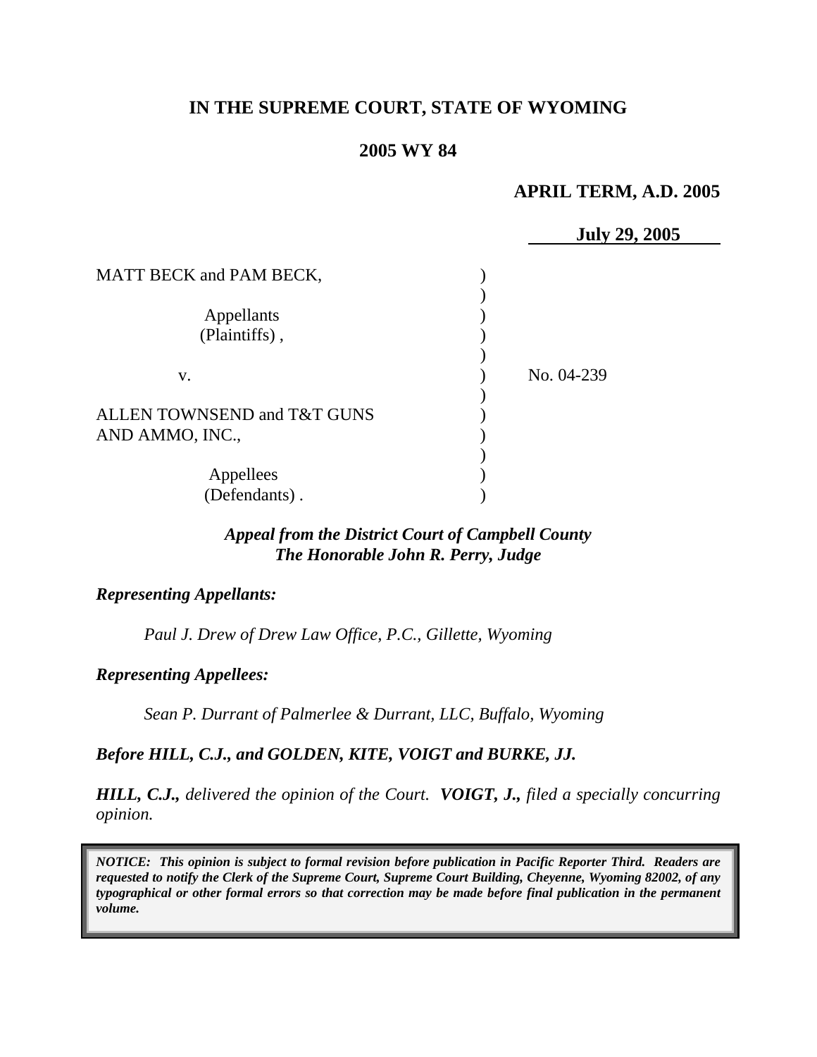**IN THE SUPREME COURT, STATE OF WYOMING**

**2005 WY 84**

**APRIL TERM, A.D. 2005**

**July 29, 2005**

| | | |
|---|---|---|
| MATT BECK and PAM BECK, | ) | |
| Appellants (Plaintiffs), | ) | |
| v. | ) | No. 04-239 |
| ALLEN TOWNSEND and T&T GUNS AND AMMO, INC., | ) | |
| Appellees (Defendants). | ) | |

***Appeal from the District Court of Campbell County***
***The Honorable John R. Perry, Judge***

***Representing Appellants:***

*Paul J. Drew of Drew Law Office, P.C., Gillette, Wyoming*

***Representing Appellees:***

*Sean P. Durrant of Palmerlee & Durrant, LLC, Buffalo, Wyoming*

***Before HILL, C.J., and GOLDEN, KITE, VOIGT and BURKE, JJ.***

***HILL, C.J.,*** *delivered the opinion of the Court.* ***VOIGT, J.,*** *filed a specially concurring opinion.*

***NOTICE: This opinion is subject to formal revision before publication in Pacific Reporter Third. Readers are requested to notify the Clerk of the Supreme Court, Supreme Court Building, Cheyenne, Wyoming 82002, of any typographical or other formal errors so that correction may be made before final publication in the permanent volume.***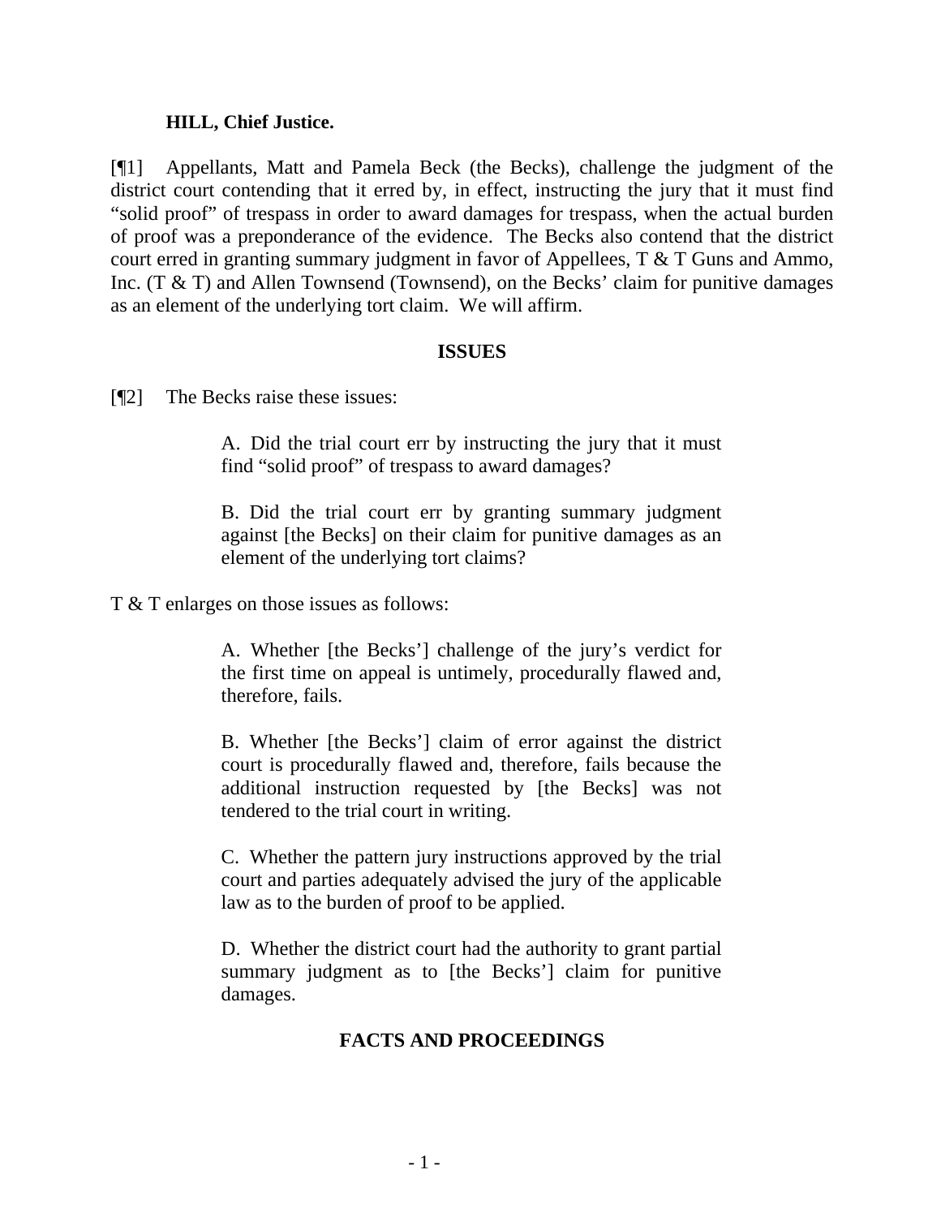**HILL, Chief Justice.**

[¶1] Appellants, Matt and Pamela Beck (the Becks), challenge the judgment of the district court contending that it erred by, in effect, instructing the jury that it must find "solid proof" of trespass in order to award damages for trespass, when the actual burden of proof was a preponderance of the evidence. The Becks also contend that the district court erred in granting summary judgment in favor of Appellees, T & T Guns and Ammo, Inc. (T & T) and Allen Townsend (Townsend), on the Becks' claim for punitive damages as an element of the underlying tort claim. We will affirm.

## ISSUES

[¶2] The Becks raise these issues:

> A. Did the trial court err by instructing the jury that it must find "solid proof" of trespass to award damages?
>
> B. Did the trial court err by granting summary judgment against [the Becks] on their claim for punitive damages as an element of the underlying tort claims?

T & T enlarges on those issues as follows:

> A. Whether [the Becks'] challenge of the jury's verdict for the first time on appeal is untimely, procedurally flawed and, therefore, fails.
>
> B. Whether [the Becks'] claim of error against the district court is procedurally flawed and, therefore, fails because the additional instruction requested by [the Becks] was not tendered to the trial court in writing.
>
> C. Whether the pattern jury instructions approved by the trial court and parties adequately advised the jury of the applicable law as to the burden of proof to be applied.
>
> D. Whether the district court had the authority to grant partial summary judgment as to [the Becks'] claim for punitive damages.

## FACTS AND PROCEEDINGS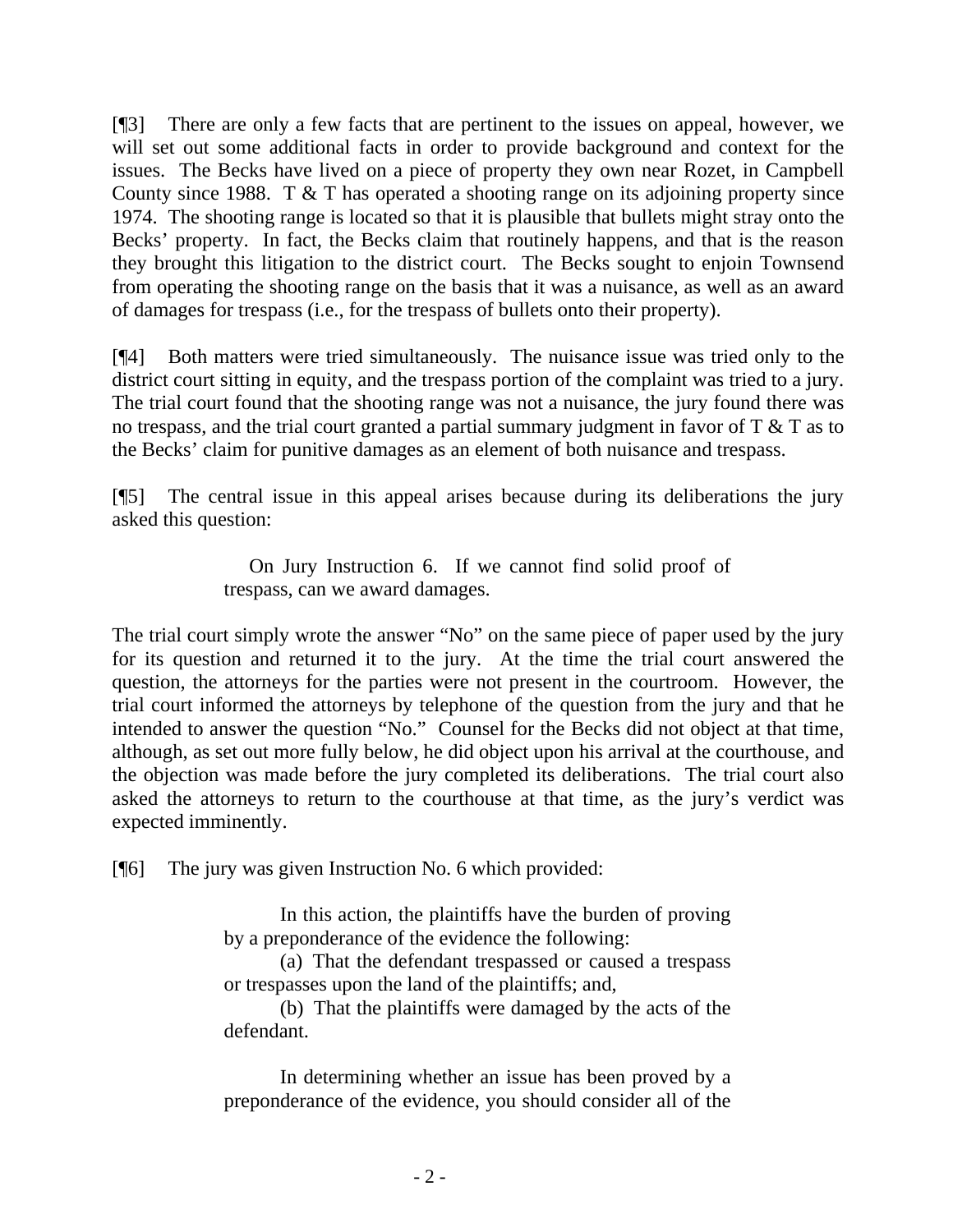[¶3] There are only a few facts that are pertinent to the issues on appeal, however, we will set out some additional facts in order to provide background and context for the issues. The Becks have lived on a piece of property they own near Rozet, in Campbell County since 1988. T & T has operated a shooting range on its adjoining property since 1974. The shooting range is located so that it is plausible that bullets might stray onto the Becks' property. In fact, the Becks claim that routinely happens, and that is the reason they brought this litigation to the district court. The Becks sought to enjoin Townsend from operating the shooting range on the basis that it was a nuisance, as well as an award of damages for trespass (i.e., for the trespass of bullets onto their property).

[¶4] Both matters were tried simultaneously. The nuisance issue was tried only to the district court sitting in equity, and the trespass portion of the complaint was tried to a jury. The trial court found that the shooting range was not a nuisance, the jury found there was no trespass, and the trial court granted a partial summary judgment in favor of T & T as to the Becks' claim for punitive damages as an element of both nuisance and trespass.

[¶5] The central issue in this appeal arises because during its deliberations the jury asked this question:

> On Jury Instruction 6. If we cannot find solid proof of trespass, can we award damages.

The trial court simply wrote the answer "No" on the same piece of paper used by the jury for its question and returned it to the jury. At the time the trial court answered the question, the attorneys for the parties were not present in the courtroom. However, the trial court informed the attorneys by telephone of the question from the jury and that he intended to answer the question "No." Counsel for the Becks did not object at that time, although, as set out more fully below, he did object upon his arrival at the courthouse, and the objection was made before the jury completed its deliberations. The trial court also asked the attorneys to return to the courthouse at that time, as the jury's verdict was expected imminently.

[¶6] The jury was given Instruction No. 6 which provided:

> In this action, the plaintiffs have the burden of proving by a preponderance of the evidence the following:
>
> (a) That the defendant trespassed or caused a trespass or trespasses upon the land of the plaintiffs; and,
>
> (b) That the plaintiffs were damaged by the acts of the defendant.
>
> In determining whether an issue has been proved by a preponderance of the evidence, you should consider all of the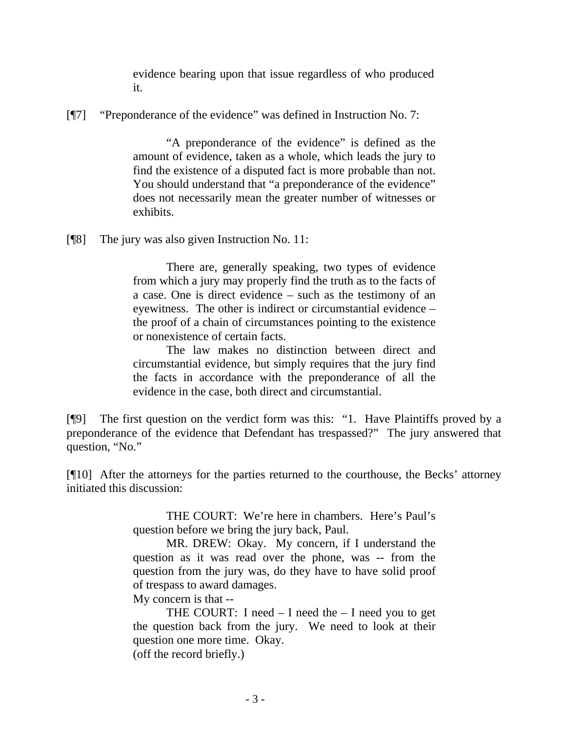> evidence bearing upon that issue regardless of who produced it.

[¶7] "Preponderance of the evidence" was defined in Instruction No. 7:

> "A preponderance of the evidence" is defined as the amount of evidence, taken as a whole, which leads the jury to find the existence of a disputed fact is more probable than not. You should understand that "a preponderance of the evidence" does not necessarily mean the greater number of witnesses or exhibits.

[¶8] The jury was also given Instruction No. 11:

> There are, generally speaking, two types of evidence from which a jury may properly find the truth as to the facts of a case. One is direct evidence – such as the testimony of an eyewitness. The other is indirect or circumstantial evidence – the proof of a chain of circumstances pointing to the existence or nonexistence of certain facts.
>
> The law makes no distinction between direct and circumstantial evidence, but simply requires that the jury find the facts in accordance with the preponderance of all the evidence in the case, both direct and circumstantial.

[¶9] The first question on the verdict form was this: "1. Have Plaintiffs proved by a preponderance of the evidence that Defendant has trespassed?" The jury answered that question, "No."

[¶10] After the attorneys for the parties returned to the courthouse, the Becks' attorney initiated this discussion:

> THE COURT: We're here in chambers. Here's Paul's question before we bring the jury back, Paul.
>
> MR. DREW: Okay. My concern, if I understand the question as it was read over the phone, was -- from the question from the jury was, do they have to have solid proof of trespass to award damages.
>
> My concern is that --
>
> THE COURT: I need – I need the – I need you to get the question back from the jury. We need to look at their question one more time. Okay.
>
> (off the record briefly.)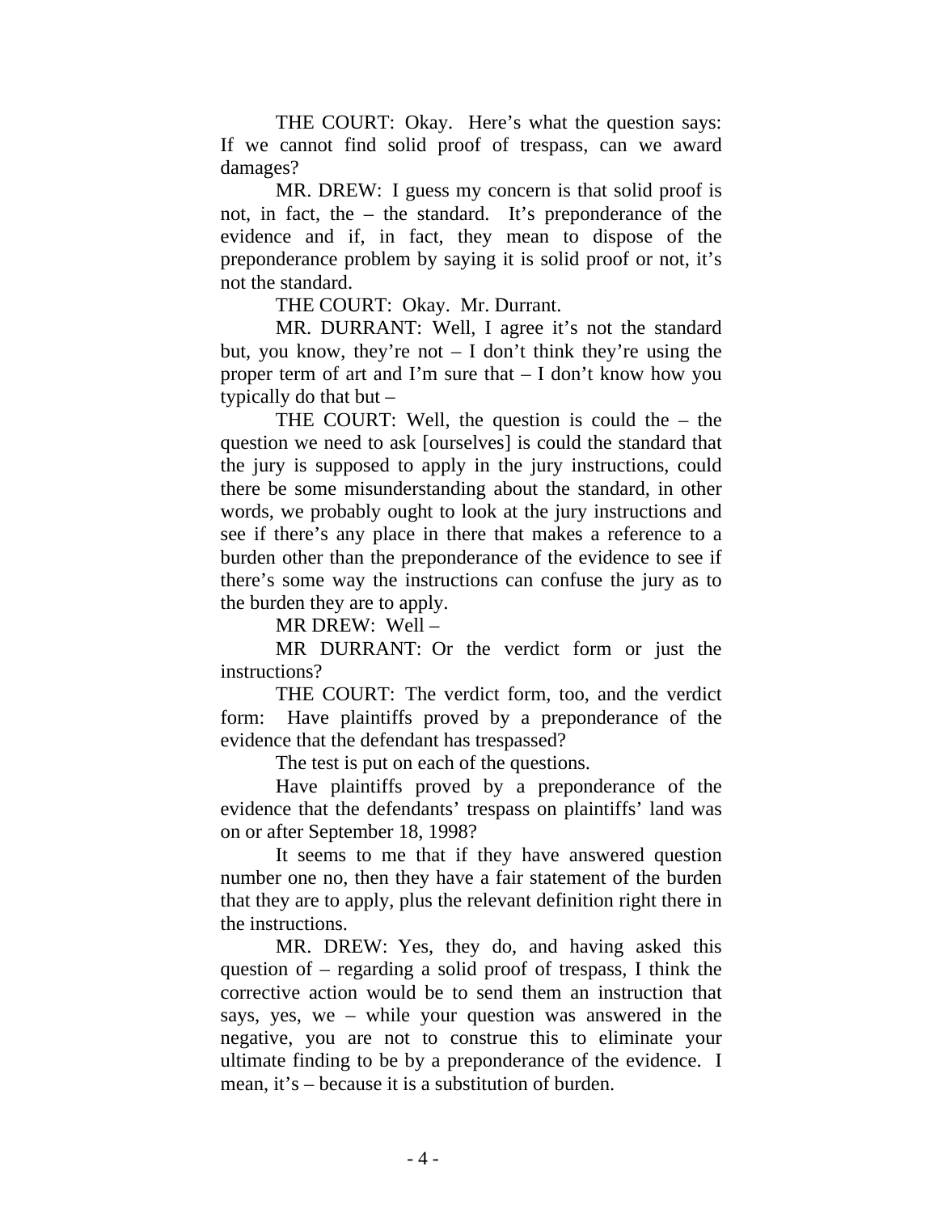THE COURT: Okay. Here's what the question says: If we cannot find solid proof of trespass, can we award damages?

MR. DREW: I guess my concern is that solid proof is not, in fact, the – the standard. It's preponderance of the evidence and if, in fact, they mean to dispose of the preponderance problem by saying it is solid proof or not, it's not the standard.

THE COURT: Okay. Mr. Durrant.

MR. DURRANT: Well, I agree it's not the standard but, you know, they're not – I don't think they're using the proper term of art and I'm sure that – I don't know how you typically do that but –

THE COURT: Well, the question is could the – the question we need to ask [ourselves] is could the standard that the jury is supposed to apply in the jury instructions, could there be some misunderstanding about the standard, in other words, we probably ought to look at the jury instructions and see if there's any place in there that makes a reference to a burden other than the preponderance of the evidence to see if there's some way the instructions can confuse the jury as to the burden they are to apply.

MR DREW: Well –

MR DURRANT: Or the verdict form or just the instructions?

THE COURT: The verdict form, too, and the verdict form: Have plaintiffs proved by a preponderance of the evidence that the defendant has trespassed?

The test is put on each of the questions.

Have plaintiffs proved by a preponderance of the evidence that the defendants' trespass on plaintiffs' land was on or after September 18, 1998?

It seems to me that if they have answered question number one no, then they have a fair statement of the burden that they are to apply, plus the relevant definition right there in the instructions.

MR. DREW: Yes, they do, and having asked this question of – regarding a solid proof of trespass, I think the corrective action would be to send them an instruction that says, yes, we – while your question was answered in the negative, you are not to construe this to eliminate your ultimate finding to be by a preponderance of the evidence. I mean, it's – because it is a substitution of burden.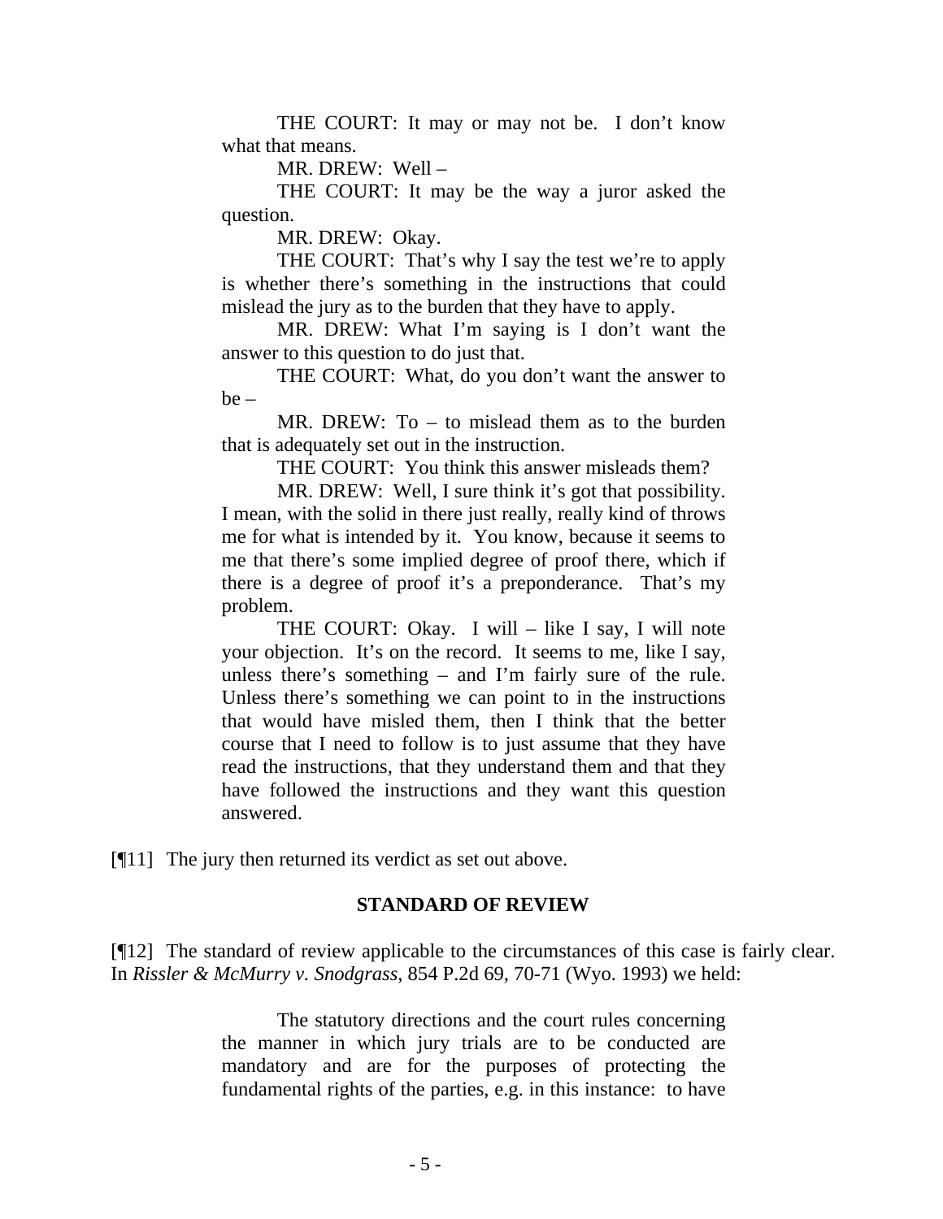> THE COURT: It may or may not be. I don't know what that means.
>
> MR. DREW: Well –
>
> THE COURT: It may be the way a juror asked the question.
>
> MR. DREW: Okay.
>
> THE COURT: That's why I say the test we're to apply is whether there's something in the instructions that could mislead the jury as to the burden that they have to apply.
>
> MR. DREW: What I'm saying is I don't want the answer to this question to do just that.
>
> THE COURT: What, do you don't want the answer to be –
>
> MR. DREW: To – to mislead them as to the burden that is adequately set out in the instruction.
>
> THE COURT: You think this answer misleads them?
>
> MR. DREW: Well, I sure think it's got that possibility. I mean, with the solid in there just really, really kind of throws me for what is intended by it. You know, because it seems to me that there's some implied degree of proof there, which if there is a degree of proof it's a preponderance. That's my problem.
>
> THE COURT: Okay. I will – like I say, I will note your objection. It's on the record. It seems to me, like I say, unless there's something – and I'm fairly sure of the rule. Unless there's something we can point to in the instructions that would have misled them, then I think that the better course that I need to follow is to just assume that they have read the instructions, that they understand them and that they have followed the instructions and they want this question answered.

[¶11] The jury then returned its verdict as set out above.

## STANDARD OF REVIEW

[¶12] The standard of review applicable to the circumstances of this case is fairly clear. In *Rissler & McMurry v. Snodgrass*, 854 P.2d 69, 70-71 (Wyo. 1993) we held:

> The statutory directions and the court rules concerning the manner in which jury trials are to be conducted are mandatory and are for the purposes of protecting the fundamental rights of the parties, e.g. in this instance: to have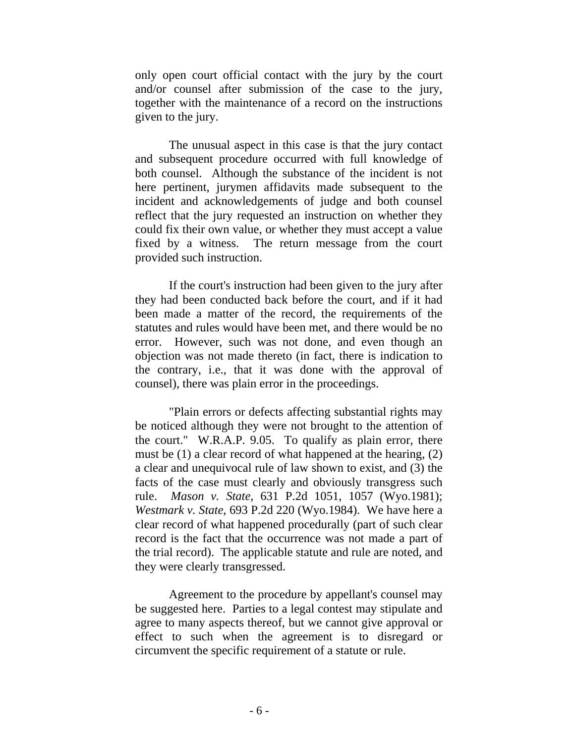only open court official contact with the jury by the court and/or counsel after submission of the case to the jury, together with the maintenance of a record on the instructions given to the jury.

The unusual aspect in this case is that the jury contact and subsequent procedure occurred with full knowledge of both counsel. Although the substance of the incident is not here pertinent, jurymen affidavits made subsequent to the incident and acknowledgements of judge and both counsel reflect that the jury requested an instruction on whether they could fix their own value, or whether they must accept a value fixed by a witness. The return message from the court provided such instruction.

If the court's instruction had been given to the jury after they had been conducted back before the court, and if it had been made a matter of the record, the requirements of the statutes and rules would have been met, and there would be no error. However, such was not done, and even though an objection was not made thereto (in fact, there is indication to the contrary, i.e., that it was done with the approval of counsel), there was plain error in the proceedings.

"Plain errors or defects affecting substantial rights may be noticed although they were not brought to the attention of the court." W.R.A.P. 9.05. To qualify as plain error, there must be (1) a clear record of what happened at the hearing, (2) a clear and unequivocal rule of law shown to exist, and (3) the facts of the case must clearly and obviously transgress such rule. *Mason v. State*, 631 P.2d 1051, 1057 (Wyo.1981); *Westmark v. State*, 693 P.2d 220 (Wyo.1984). We have here a clear record of what happened procedurally (part of such clear record is the fact that the occurrence was not made a part of the trial record). The applicable statute and rule are noted, and they were clearly transgressed.

Agreement to the procedure by appellant's counsel may be suggested here. Parties to a legal contest may stipulate and agree to many aspects thereof, but we cannot give approval or effect to such when the agreement is to disregard or circumvent the specific requirement of a statute or rule.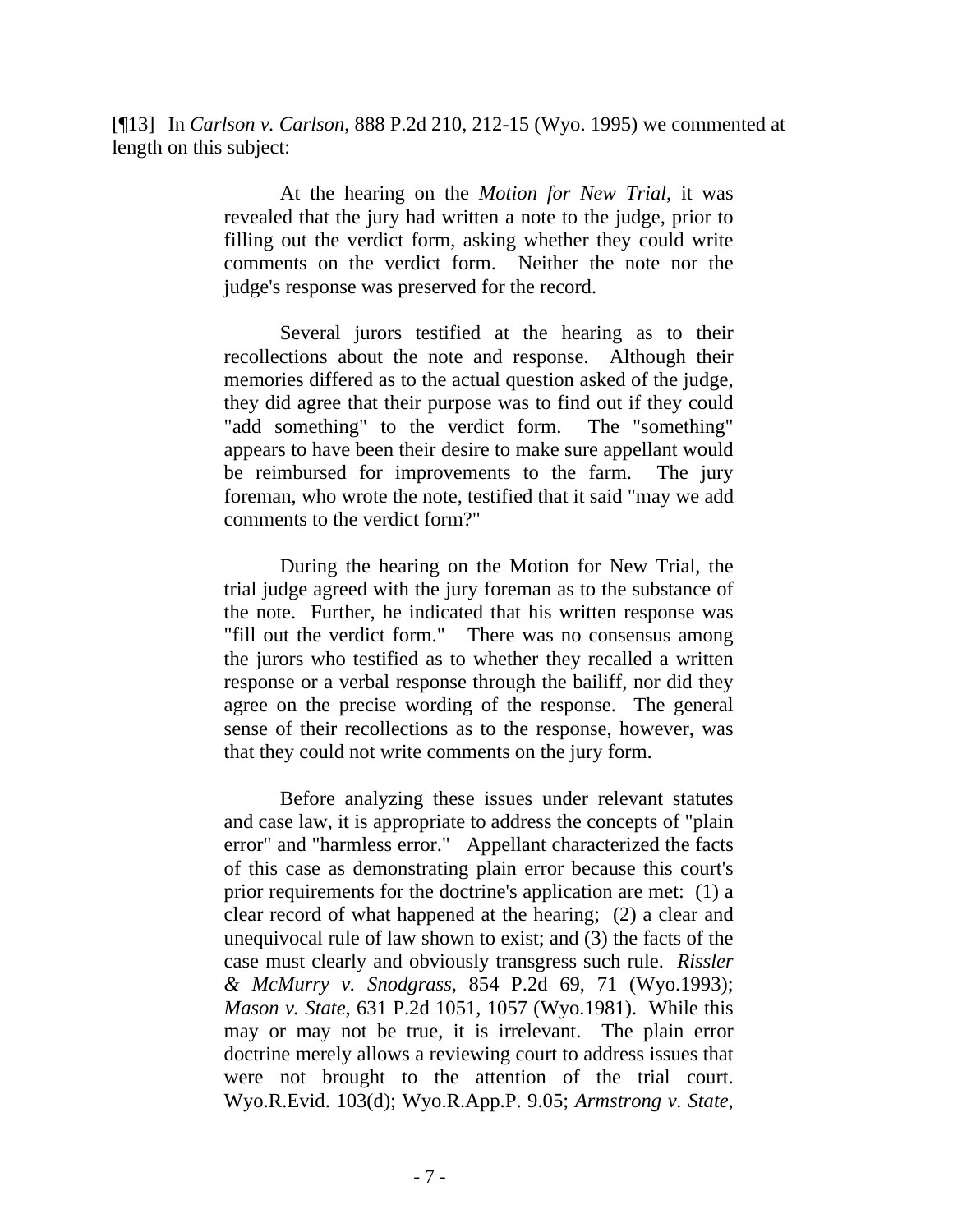[¶13] In *Carlson v. Carlson*, 888 P.2d 210, 212-15 (Wyo. 1995) we commented at length on this subject:

> At the hearing on the *Motion for New Trial*, it was revealed that the jury had written a note to the judge, prior to filling out the verdict form, asking whether they could write comments on the verdict form. Neither the note nor the judge's response was preserved for the record.
>
> Several jurors testified at the hearing as to their recollections about the note and response. Although their memories differed as to the actual question asked of the judge, they did agree that their purpose was to find out if they could "add something" to the verdict form. The "something" appears to have been their desire to make sure appellant would be reimbursed for improvements to the farm. The jury foreman, who wrote the note, testified that it said "may we add comments to the verdict form?"
>
> During the hearing on the Motion for New Trial, the trial judge agreed with the jury foreman as to the substance of the note. Further, he indicated that his written response was "fill out the verdict form." There was no consensus among the jurors who testified as to whether they recalled a written response or a verbal response through the bailiff, nor did they agree on the precise wording of the response. The general sense of their recollections as to the response, however, was that they could not write comments on the jury form.
>
> Before analyzing these issues under relevant statutes and case law, it is appropriate to address the concepts of "plain error" and "harmless error." Appellant characterized the facts of this case as demonstrating plain error because this court's prior requirements for the doctrine's application are met: (1) a clear record of what happened at the hearing; (2) a clear and unequivocal rule of law shown to exist; and (3) the facts of the case must clearly and obviously transgress such rule. *Rissler & McMurry v. Snodgrass*, 854 P.2d 69, 71 (Wyo.1993); *Mason v. State*, 631 P.2d 1051, 1057 (Wyo.1981). While this may or may not be true, it is irrelevant. The plain error doctrine merely allows a reviewing court to address issues that were not brought to the attention of the trial court. Wyo.R.Evid. 103(d); Wyo.R.App.P. 9.05; *Armstrong v. State*,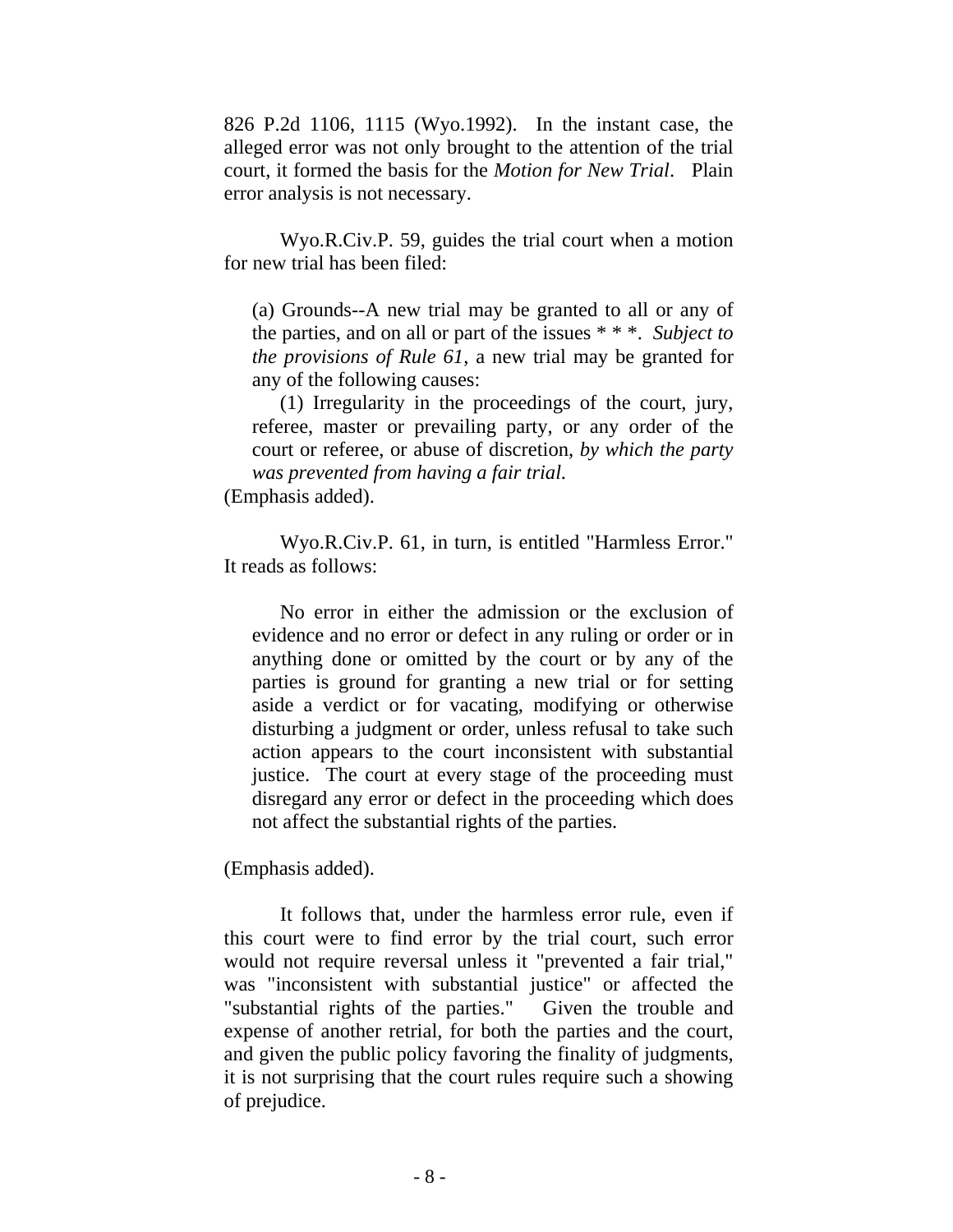826 P.2d 1106, 1115 (Wyo.1992). In the instant case, the alleged error was not only brought to the attention of the trial court, it formed the basis for the *Motion for New Trial*. Plain error analysis is not necessary.

Wyo.R.Civ.P. 59, guides the trial court when a motion for new trial has been filed:

> (a) Grounds--A new trial may be granted to all or any of the parties, and on all or part of the issues * * *. *Subject to the provisions of Rule 61*, a new trial may be granted for any of the following causes:
>
> (1) Irregularity in the proceedings of the court, jury, referee, master or prevailing party, or any order of the court or referee, or abuse of discretion, *by which the party was prevented from having a fair trial.*

(Emphasis added).

Wyo.R.Civ.P. 61, in turn, is entitled "Harmless Error." It reads as follows:

> No error in either the admission or the exclusion of evidence and no error or defect in any ruling or order or in anything done or omitted by the court or by any of the parties is ground for granting a new trial or for setting aside a verdict or for vacating, modifying or otherwise disturbing a judgment or order, unless refusal to take such action appears to the court inconsistent with substantial justice. The court at every stage of the proceeding must disregard any error or defect in the proceeding which does not affect the substantial rights of the parties.

(Emphasis added).

It follows that, under the harmless error rule, even if this court were to find error by the trial court, such error would not require reversal unless it "prevented a fair trial," was "inconsistent with substantial justice" or affected the "substantial rights of the parties." Given the trouble and expense of another retrial, for both the parties and the court, and given the public policy favoring the finality of judgments, it is not surprising that the court rules require such a showing of prejudice.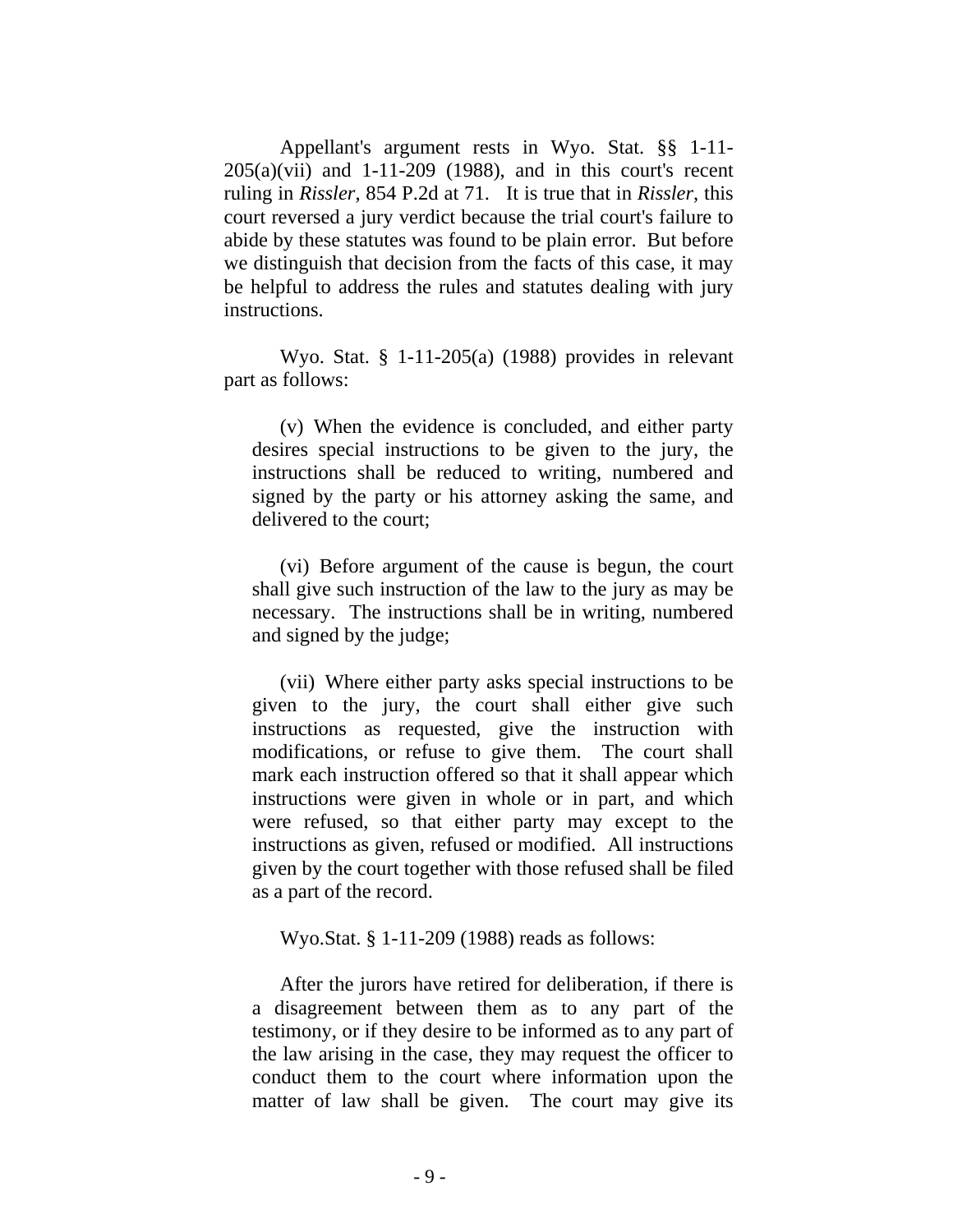Appellant's argument rests in Wyo. Stat. §§ 1-11-205(a)(vii) and 1-11-209 (1988), and in this court's recent ruling in *Rissler*, 854 P.2d at 71. It is true that in *Rissler*, this court reversed a jury verdict because the trial court's failure to abide by these statutes was found to be plain error. But before we distinguish that decision from the facts of this case, it may be helpful to address the rules and statutes dealing with jury instructions.

Wyo. Stat. § 1-11-205(a) (1988) provides in relevant part as follows:

> (v) When the evidence is concluded, and either party desires special instructions to be given to the jury, the instructions shall be reduced to writing, numbered and signed by the party or his attorney asking the same, and delivered to the court;
>
> (vi) Before argument of the cause is begun, the court shall give such instruction of the law to the jury as may be necessary. The instructions shall be in writing, numbered and signed by the judge;
>
> (vii) Where either party asks special instructions to be given to the jury, the court shall either give such instructions as requested, give the instruction with modifications, or refuse to give them. The court shall mark each instruction offered so that it shall appear which instructions were given in whole or in part, and which were refused, so that either party may except to the instructions as given, refused or modified. All instructions given by the court together with those refused shall be filed as a part of the record.

Wyo.Stat. § 1-11-209 (1988) reads as follows:

> After the jurors have retired for deliberation, if there is a disagreement between them as to any part of the testimony, or if they desire to be informed as to any part of the law arising in the case, they may request the officer to conduct them to the court where information upon the matter of law shall be given. The court may give its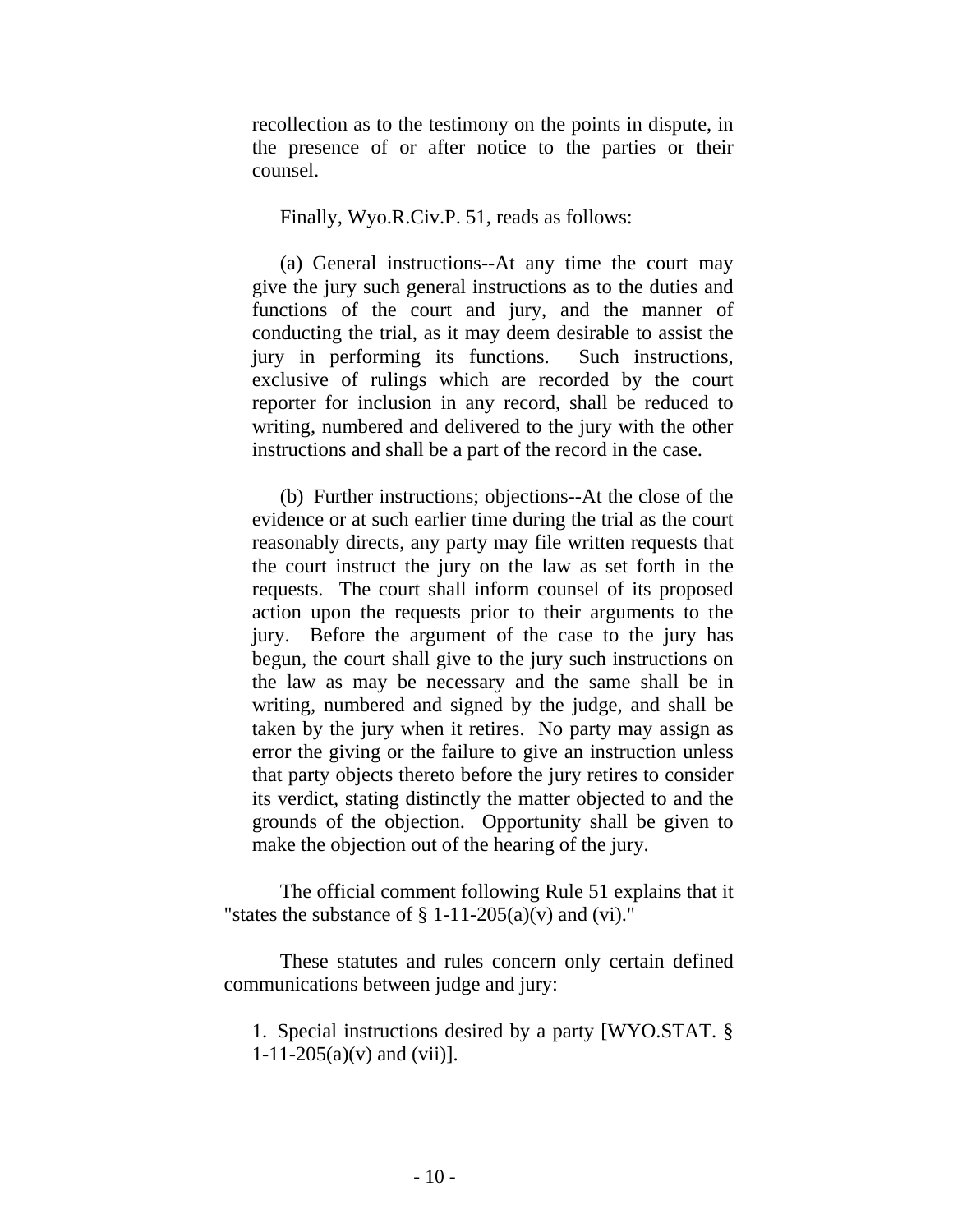recollection as to the testimony on the points in dispute, in the presence of or after notice to the parties or their counsel.

Finally, Wyo.R.Civ.P. 51, reads as follows:

> (a) General instructions--At any time the court may give the jury such general instructions as to the duties and functions of the court and jury, and the manner of conducting the trial, as it may deem desirable to assist the jury in performing its functions. Such instructions, exclusive of rulings which are recorded by the court reporter for inclusion in any record, shall be reduced to writing, numbered and delivered to the jury with the other instructions and shall be a part of the record in the case.
>
> (b) Further instructions; objections--At the close of the evidence or at such earlier time during the trial as the court reasonably directs, any party may file written requests that the court instruct the jury on the law as set forth in the requests. The court shall inform counsel of its proposed action upon the requests prior to their arguments to the jury. Before the argument of the case to the jury has begun, the court shall give to the jury such instructions on the law as may be necessary and the same shall be in writing, numbered and signed by the judge, and shall be taken by the jury when it retires. No party may assign as error the giving or the failure to give an instruction unless that party objects thereto before the jury retires to consider its verdict, stating distinctly the matter objected to and the grounds of the objection. Opportunity shall be given to make the objection out of the hearing of the jury.

The official comment following Rule 51 explains that it "states the substance of § 1-11-205(a)(v) and (vi)."

These statutes and rules concern only certain defined communications between judge and jury:

> 1. Special instructions desired by a party [WYO.STAT. § 1-11-205(a)(v) and (vii)].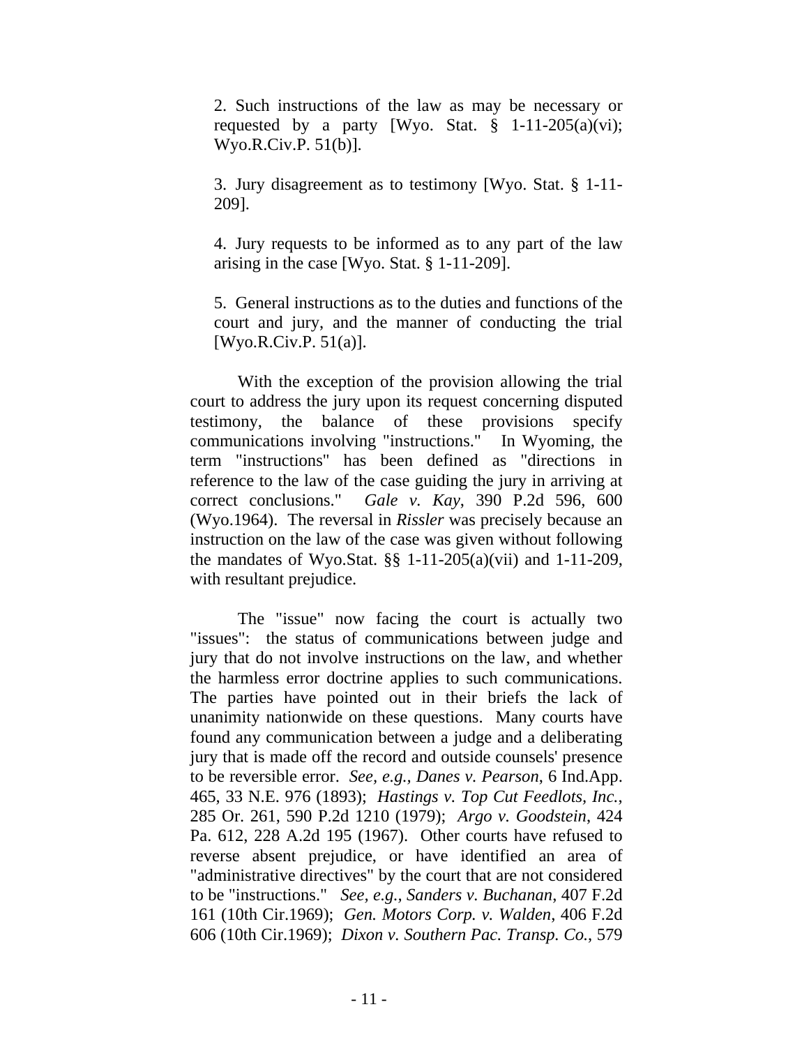2. Such instructions of the law as may be necessary or requested by a party [Wyo. Stat. § 1-11-205(a)(vi); Wyo.R.Civ.P. 51(b)].

3. Jury disagreement as to testimony [Wyo. Stat. § 1-11-209].

4. Jury requests to be informed as to any part of the law arising in the case [Wyo. Stat. § 1-11-209].

5. General instructions as to the duties and functions of the court and jury, and the manner of conducting the trial [Wyo.R.Civ.P. 51(a)].

With the exception of the provision allowing the trial court to address the jury upon its request concerning disputed testimony, the balance of these provisions specify communications involving "instructions." In Wyoming, the term "instructions" has been defined as "directions in reference to the law of the case guiding the jury in arriving at correct conclusions." *Gale v. Kay*, 390 P.2d 596, 600 (Wyo.1964). The reversal in *Rissler* was precisely because an instruction on the law of the case was given without following the mandates of Wyo.Stat. §§ 1-11-205(a)(vii) and 1-11-209, with resultant prejudice.

The "issue" now facing the court is actually two "issues": the status of communications between judge and jury that do not involve instructions on the law, and whether the harmless error doctrine applies to such communications. The parties have pointed out in their briefs the lack of unanimity nationwide on these questions. Many courts have found any communication between a judge and a deliberating jury that is made off the record and outside counsels' presence to be reversible error. *See, e.g., Danes v. Pearson*, 6 Ind.App. 465, 33 N.E. 976 (1893); *Hastings v. Top Cut Feedlots, Inc.*, 285 Or. 261, 590 P.2d 1210 (1979); *Argo v. Goodstein*, 424 Pa. 612, 228 A.2d 195 (1967). Other courts have refused to reverse absent prejudice, or have identified an area of "administrative directives" by the court that are not considered to be "instructions." *See, e.g., Sanders v. Buchanan*, 407 F.2d 161 (10th Cir.1969); *Gen. Motors Corp. v. Walden*, 406 F.2d 606 (10th Cir.1969); *Dixon v. Southern Pac. Transp. Co.*, 579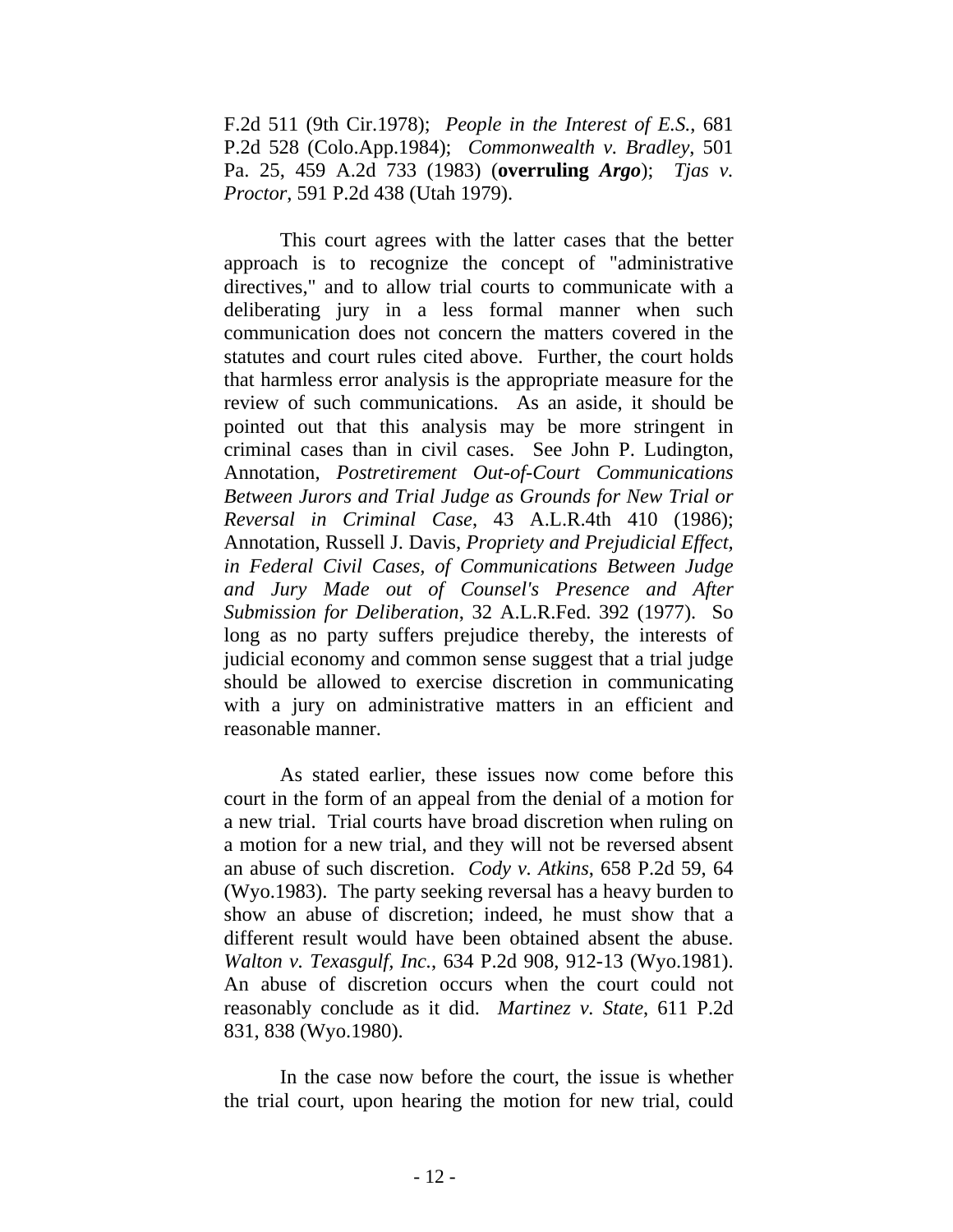F.2d 511 (9th Cir.1978); *People in the Interest of E.S.*, 681 P.2d 528 (Colo.App.1984); *Commonwealth v. Bradley*, 501 Pa. 25, 459 A.2d 733 (1983) (**overruling *Argo***); *Tjas v. Proctor*, 591 P.2d 438 (Utah 1979).

This court agrees with the latter cases that the better approach is to recognize the concept of "administrative directives," and to allow trial courts to communicate with a deliberating jury in a less formal manner when such communication does not concern the matters covered in the statutes and court rules cited above. Further, the court holds that harmless error analysis is the appropriate measure for the review of such communications. As an aside, it should be pointed out that this analysis may be more stringent in criminal cases than in civil cases. See John P. Ludington, Annotation, *Postretirement Out-of-Court Communications Between Jurors and Trial Judge as Grounds for New Trial or Reversal in Criminal Case*, 43 A.L.R.4th 410 (1986); Annotation, Russell J. Davis, *Propriety and Prejudicial Effect, in Federal Civil Cases, of Communications Between Judge and Jury Made out of Counsel's Presence and After Submission for Deliberation*, 32 A.L.R.Fed. 392 (1977). So long as no party suffers prejudice thereby, the interests of judicial economy and common sense suggest that a trial judge should be allowed to exercise discretion in communicating with a jury on administrative matters in an efficient and reasonable manner.

As stated earlier, these issues now come before this court in the form of an appeal from the denial of a motion for a new trial. Trial courts have broad discretion when ruling on a motion for a new trial, and they will not be reversed absent an abuse of such discretion. *Cody v. Atkins*, 658 P.2d 59, 64 (Wyo.1983). The party seeking reversal has a heavy burden to show an abuse of discretion; indeed, he must show that a different result would have been obtained absent the abuse. *Walton v. Texasgulf, Inc.*, 634 P.2d 908, 912-13 (Wyo.1981). An abuse of discretion occurs when the court could not reasonably conclude as it did. *Martinez v. State*, 611 P.2d 831, 838 (Wyo.1980).

In the case now before the court, the issue is whether the trial court, upon hearing the motion for new trial, could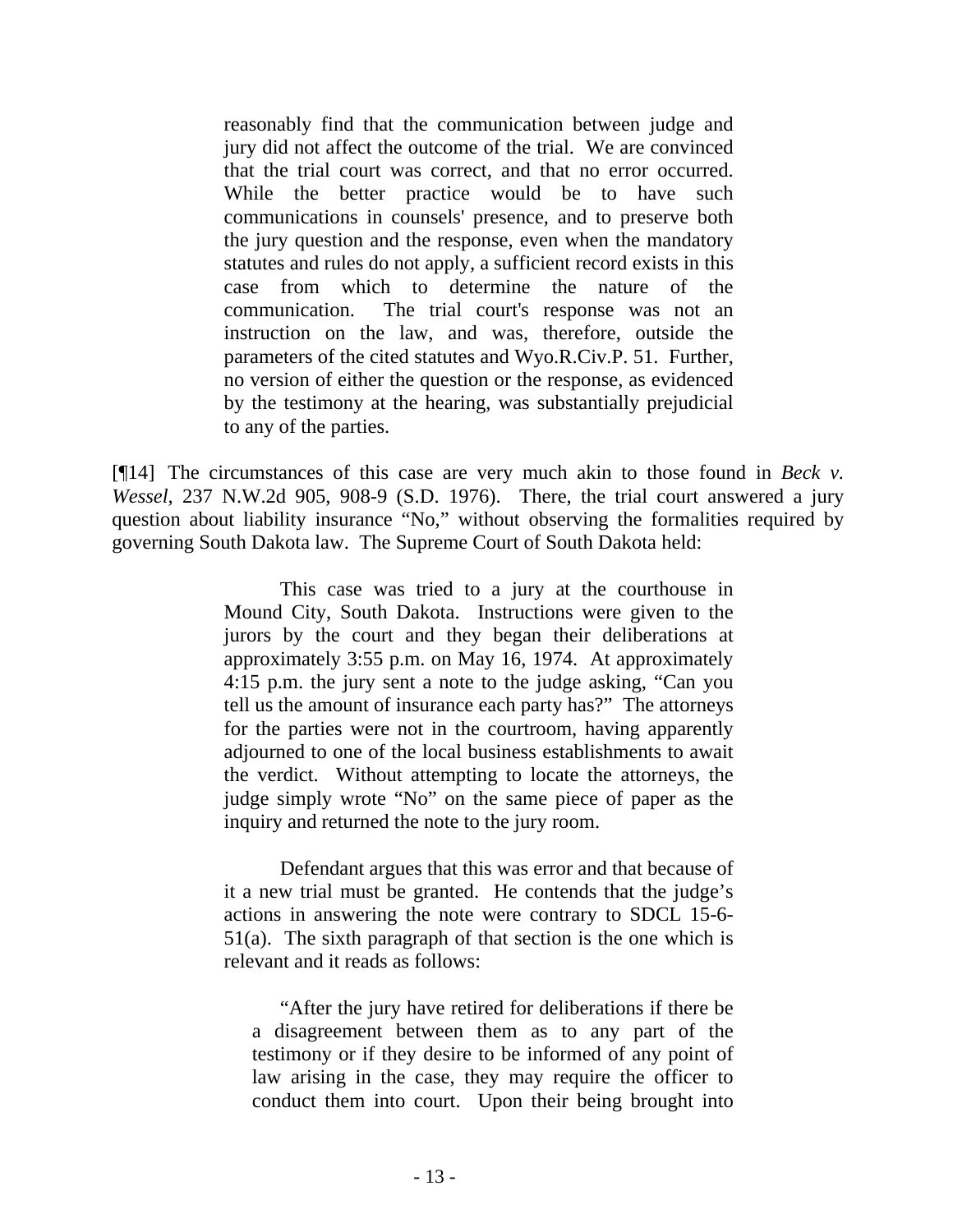> reasonably find that the communication between judge and jury did not affect the outcome of the trial. We are convinced that the trial court was correct, and that no error occurred. While the better practice would be to have such communications in counsels' presence, and to preserve both the jury question and the response, even when the mandatory statutes and rules do not apply, a sufficient record exists in this case from which to determine the nature of the communication. The trial court's response was not an instruction on the law, and was, therefore, outside the parameters of the cited statutes and Wyo.R.Civ.P. 51. Further, no version of either the question or the response, as evidenced by the testimony at the hearing, was substantially prejudicial to any of the parties.

[¶14] The circumstances of this case are very much akin to those found in *Beck v. Wessel*, 237 N.W.2d 905, 908-9 (S.D. 1976). There, the trial court answered a jury question about liability insurance "No," without observing the formalities required by governing South Dakota law. The Supreme Court of South Dakota held:

> This case was tried to a jury at the courthouse in Mound City, South Dakota. Instructions were given to the jurors by the court and they began their deliberations at approximately 3:55 p.m. on May 16, 1974. At approximately 4:15 p.m. the jury sent a note to the judge asking, "Can you tell us the amount of insurance each party has?" The attorneys for the parties were not in the courtroom, having apparently adjourned to one of the local business establishments to await the verdict. Without attempting to locate the attorneys, the judge simply wrote "No" on the same piece of paper as the inquiry and returned the note to the jury room.
>
> Defendant argues that this was error and that because of it a new trial must be granted. He contends that the judge's actions in answering the note were contrary to SDCL 15-6-51(a). The sixth paragraph of that section is the one which is relevant and it reads as follows:
>
> > "After the jury have retired for deliberations if there be a disagreement between them as to any part of the testimony or if they desire to be informed of any point of law arising in the case, they may require the officer to conduct them into court. Upon their being brought into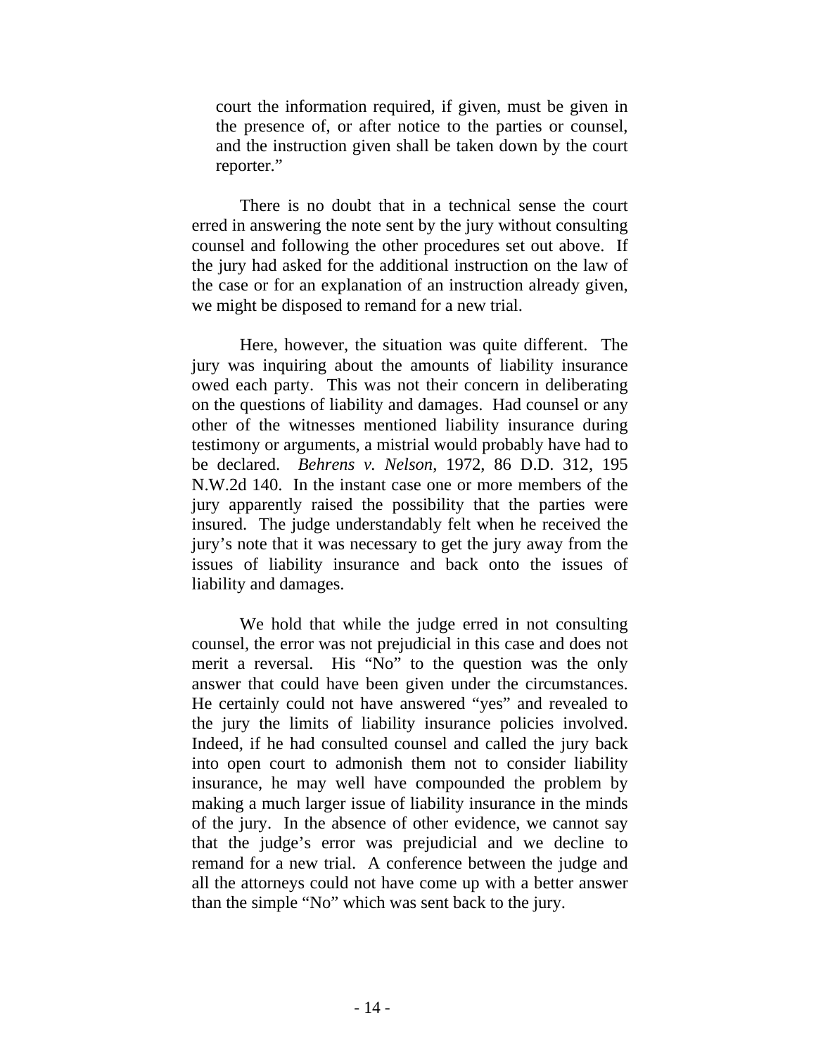> court the information required, if given, must be given in the presence of, or after notice to the parties or counsel, and the instruction given shall be taken down by the court reporter."

There is no doubt that in a technical sense the court erred in answering the note sent by the jury without consulting counsel and following the other procedures set out above. If the jury had asked for the additional instruction on the law of the case or for an explanation of an instruction already given, we might be disposed to remand for a new trial.

Here, however, the situation was quite different. The jury was inquiring about the amounts of liability insurance owed each party. This was not their concern in deliberating on the questions of liability and damages. Had counsel or any other of the witnesses mentioned liability insurance during testimony or arguments, a mistrial would probably have had to be declared. *Behrens v. Nelson*, 1972, 86 D.D. 312, 195 N.W.2d 140. In the instant case one or more members of the jury apparently raised the possibility that the parties were insured. The judge understandably felt when he received the jury's note that it was necessary to get the jury away from the issues of liability insurance and back onto the issues of liability and damages.

We hold that while the judge erred in not consulting counsel, the error was not prejudicial in this case and does not merit a reversal. His "No" to the question was the only answer that could have been given under the circumstances. He certainly could not have answered "yes" and revealed to the jury the limits of liability insurance policies involved. Indeed, if he had consulted counsel and called the jury back into open court to admonish them not to consider liability insurance, he may well have compounded the problem by making a much larger issue of liability insurance in the minds of the jury. In the absence of other evidence, we cannot say that the judge's error was prejudicial and we decline to remand for a new trial. A conference between the judge and all the attorneys could not have come up with a better answer than the simple "No" which was sent back to the jury.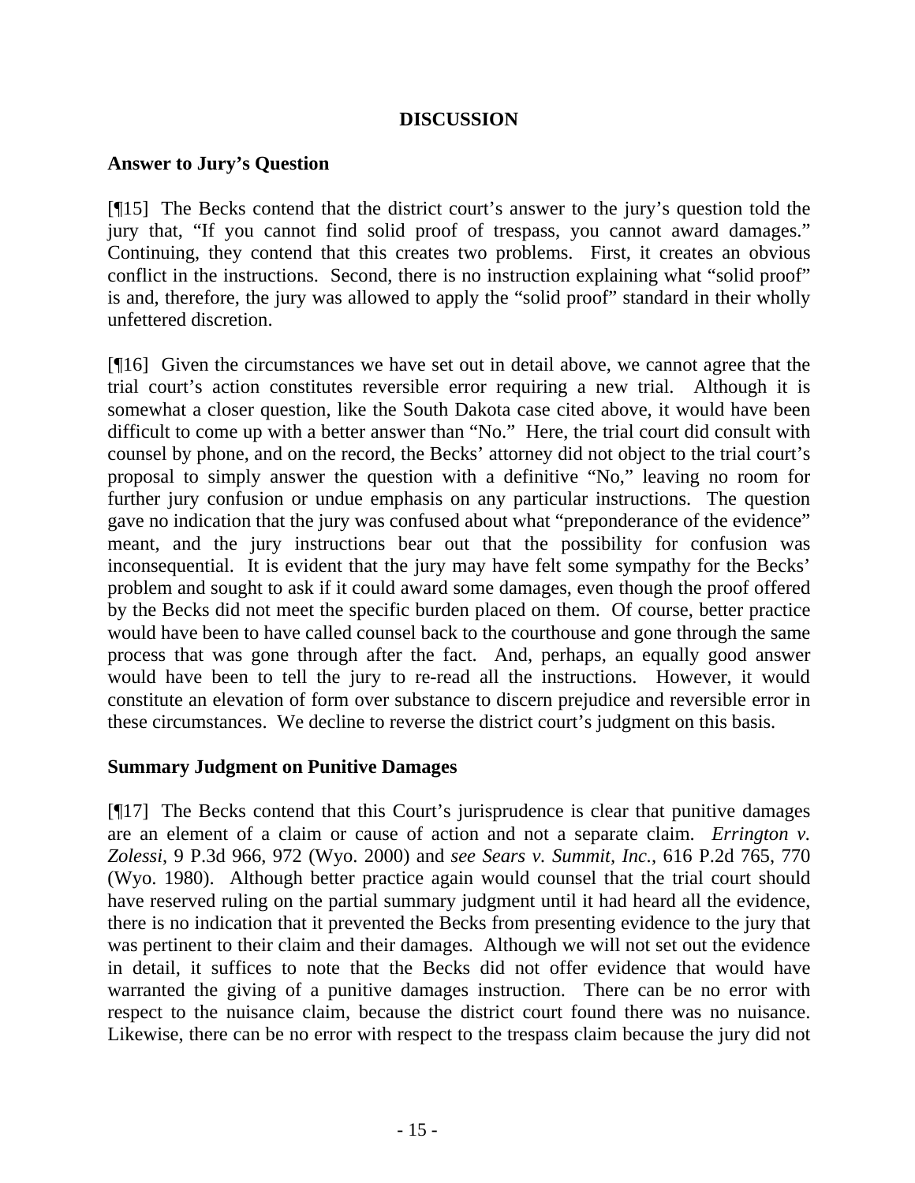## DISCUSSION

### Answer to Jury's Question

[¶15] The Becks contend that the district court's answer to the jury's question told the jury that, "If you cannot find solid proof of trespass, you cannot award damages." Continuing, they contend that this creates two problems. First, it creates an obvious conflict in the instructions. Second, there is no instruction explaining what "solid proof" is and, therefore, the jury was allowed to apply the "solid proof" standard in their wholly unfettered discretion.

[¶16] Given the circumstances we have set out in detail above, we cannot agree that the trial court's action constitutes reversible error requiring a new trial. Although it is somewhat a closer question, like the South Dakota case cited above, it would have been difficult to come up with a better answer than "No." Here, the trial court did consult with counsel by phone, and on the record, the Becks' attorney did not object to the trial court's proposal to simply answer the question with a definitive "No," leaving no room for further jury confusion or undue emphasis on any particular instructions. The question gave no indication that the jury was confused about what "preponderance of the evidence" meant, and the jury instructions bear out that the possibility for confusion was inconsequential. It is evident that the jury may have felt some sympathy for the Becks' problem and sought to ask if it could award some damages, even though the proof offered by the Becks did not meet the specific burden placed on them. Of course, better practice would have been to have called counsel back to the courthouse and gone through the same process that was gone through after the fact. And, perhaps, an equally good answer would have been to tell the jury to re-read all the instructions. However, it would constitute an elevation of form over substance to discern prejudice and reversible error in these circumstances. We decline to reverse the district court's judgment on this basis.

### Summary Judgment on Punitive Damages

[¶17] The Becks contend that this Court's jurisprudence is clear that punitive damages are an element of a claim or cause of action and not a separate claim. *Errington v. Zolessi*, 9 P.3d 966, 972 (Wyo. 2000) and *see Sears v. Summit, Inc.*, 616 P.2d 765, 770 (Wyo. 1980). Although better practice again would counsel that the trial court should have reserved ruling on the partial summary judgment until it had heard all the evidence, there is no indication that it prevented the Becks from presenting evidence to the jury that was pertinent to their claim and their damages. Although we will not set out the evidence in detail, it suffices to note that the Becks did not offer evidence that would have warranted the giving of a punitive damages instruction. There can be no error with respect to the nuisance claim, because the district court found there was no nuisance. Likewise, there can be no error with respect to the trespass claim because the jury did not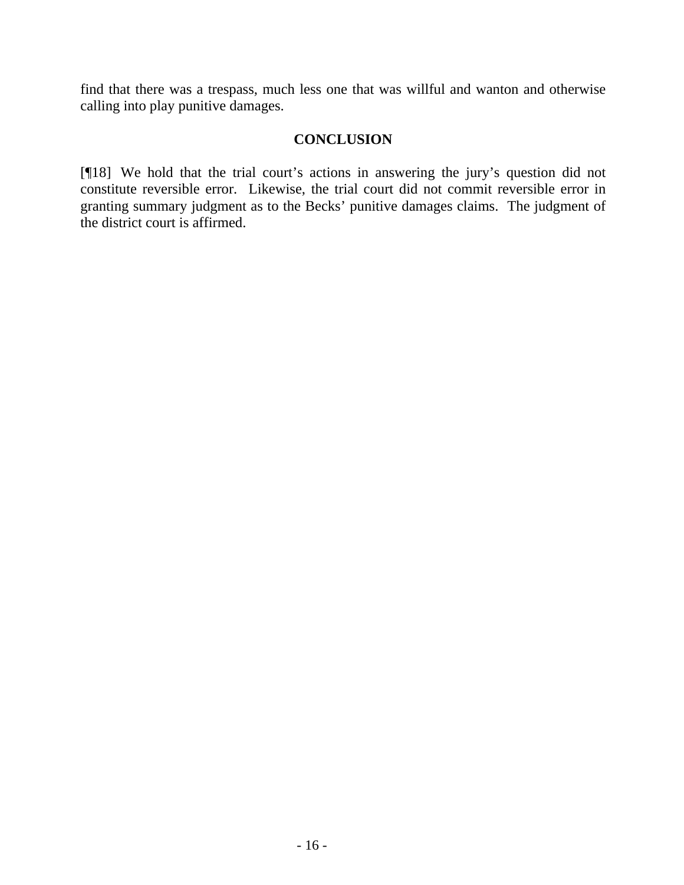find that there was a trespass, much less one that was willful and wanton and otherwise calling into play punitive damages.

## CONCLUSION

[¶18] We hold that the trial court's actions in answering the jury's question did not constitute reversible error. Likewise, the trial court did not commit reversible error in granting summary judgment as to the Becks' punitive damages claims. The judgment of the district court is affirmed.